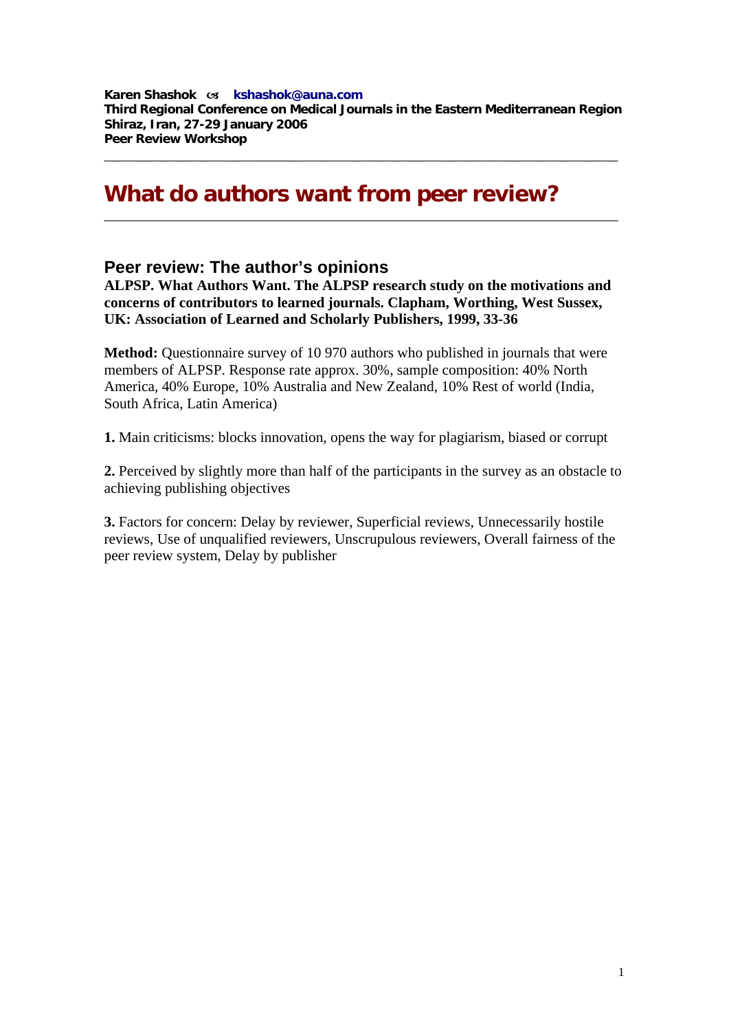**Karen Shashok** ✉ **kshashok@auna.com**
**Third Regional Conference on Medical Journals in the Eastern Mediterranean Region**
**Shiraz, Iran, 27-29 January 2006**
**Peer Review Workshop**

---

# What do authors want from peer review?

---

## Peer review: The author's opinions

**ALPSP. What Authors Want. The ALPSP research study on the motivations and concerns of contributors to learned journals. Clapham, Worthing, West Sussex, UK: Association of Learned and Scholarly Publishers, 1999, 33-36**

**Method:** Questionnaire survey of 10 970 authors who published in journals that were members of ALPSP. Response rate approx. 30%, sample composition: 40% North America, 40% Europe, 10% Australia and New Zealand, 10% Rest of world (India, South Africa, Latin America)

**1.** Main criticisms: blocks innovation, opens the way for plagiarism, biased or corrupt

**2.** Perceived by slightly more than half of the participants in the survey as an obstacle to achieving publishing objectives

**3.** Factors for concern: Delay by reviewer, Superficial reviews, Unnecessarily hostile reviews, Use of unqualified reviewers, Unscrupulous reviewers, Overall fairness of the peer review system, Delay by publisher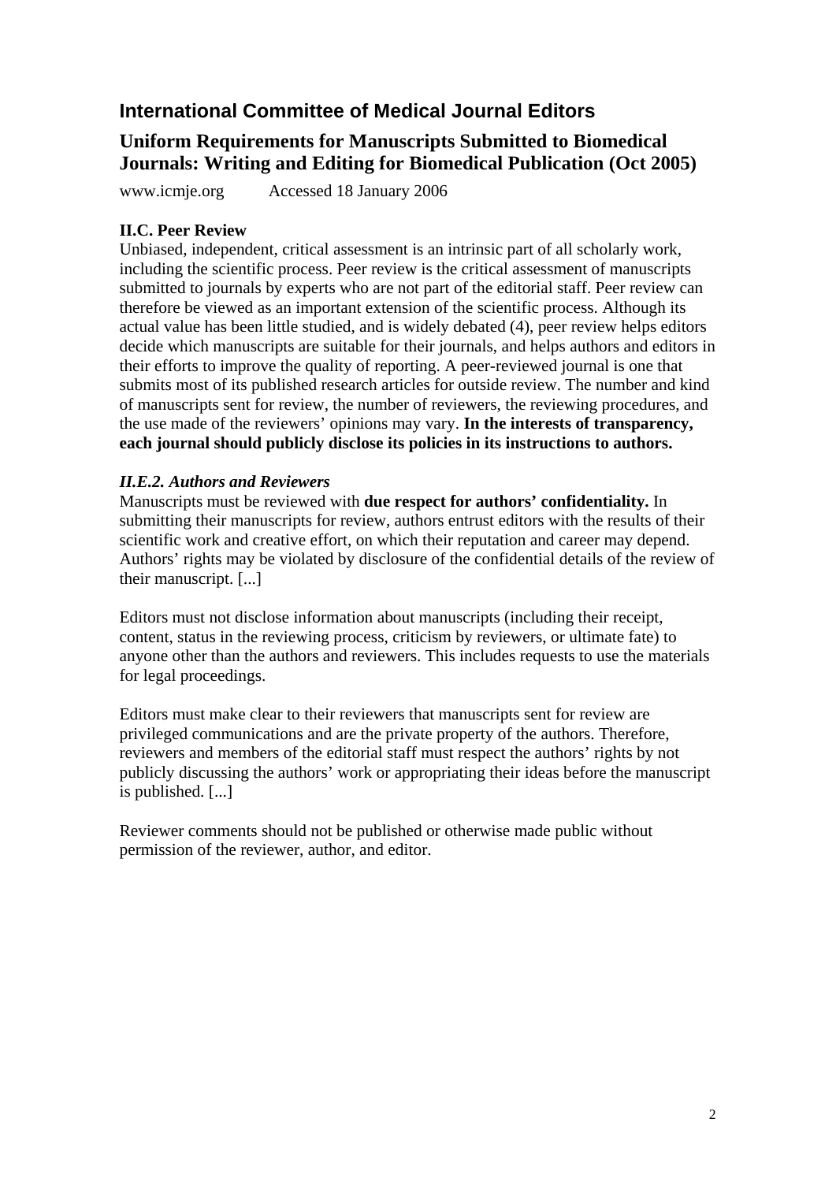## International Committee of Medical Journal Editors

### Uniform Requirements for Manuscripts Submitted to Biomedical Journals: Writing and Editing for Biomedical Publication (Oct 2005)

www.icmje.org Accessed 18 January 2006

**II.C. Peer Review**

Unbiased, independent, critical assessment is an intrinsic part of all scholarly work, including the scientific process. Peer review is the critical assessment of manuscripts submitted to journals by experts who are not part of the editorial staff. Peer review can therefore be viewed as an important extension of the scientific process. Although its actual value has been little studied, and is widely debated (4), peer review helps editors decide which manuscripts are suitable for their journals, and helps authors and editors in their efforts to improve the quality of reporting. A peer-reviewed journal is one that submits most of its published research articles for outside review. The number and kind of manuscripts sent for review, the number of reviewers, the reviewing procedures, and the use made of the reviewers' opinions may vary. **In the interests of transparency, each journal should publicly disclose its policies in its instructions to authors.**

***II.E.2. Authors and Reviewers***

Manuscripts must be reviewed with **due respect for authors' confidentiality.** In submitting their manuscripts for review, authors entrust editors with the results of their scientific work and creative effort, on which their reputation and career may depend. Authors' rights may be violated by disclosure of the confidential details of the review of their manuscript. [...]

Editors must not disclose information about manuscripts (including their receipt, content, status in the reviewing process, criticism by reviewers, or ultimate fate) to anyone other than the authors and reviewers. This includes requests to use the materials for legal proceedings.

Editors must make clear to their reviewers that manuscripts sent for review are privileged communications and are the private property of the authors. Therefore, reviewers and members of the editorial staff must respect the authors' rights by not publicly discussing the authors' work or appropriating their ideas before the manuscript is published. [...]

Reviewer comments should not be published or otherwise made public without permission of the reviewer, author, and editor.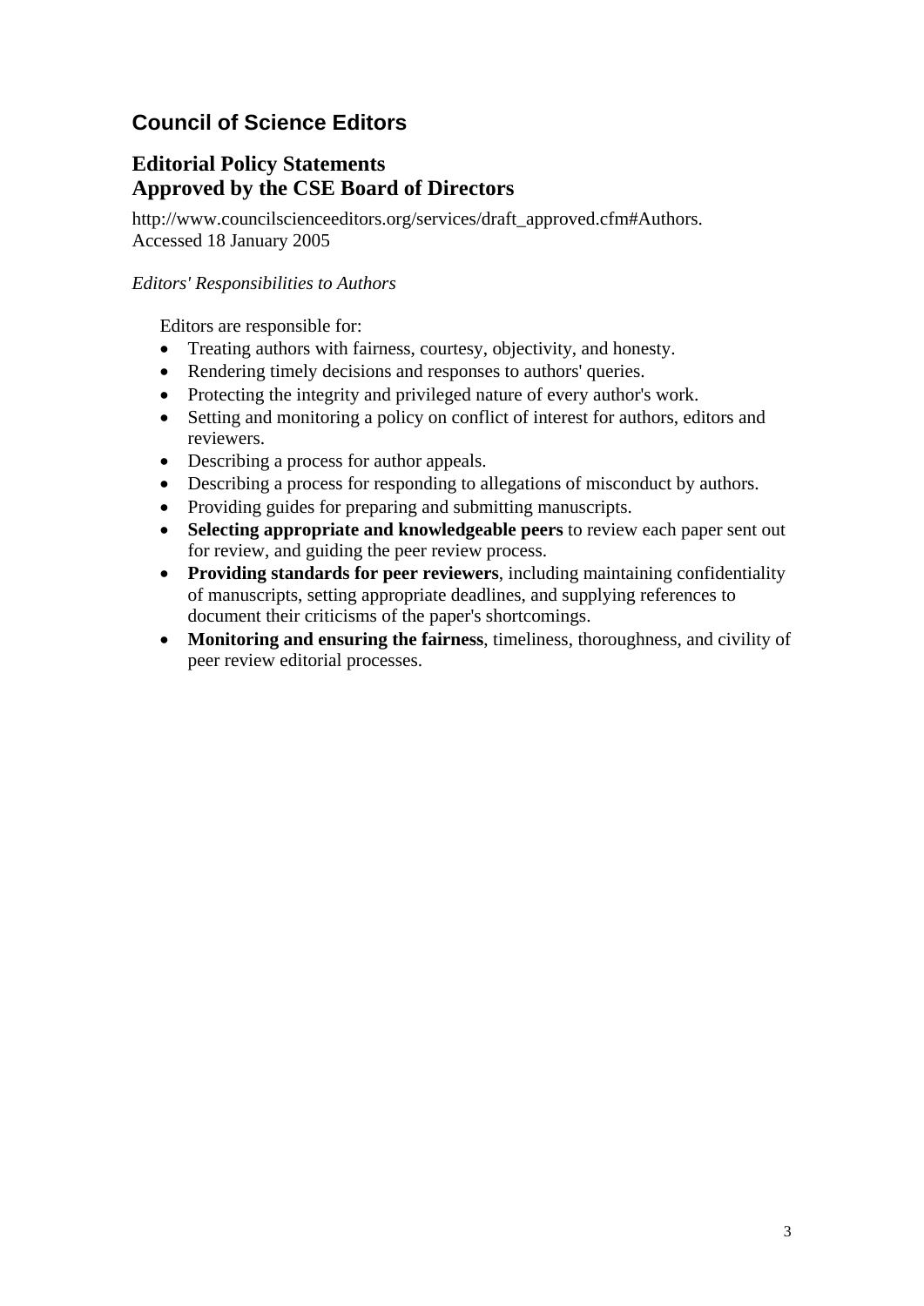## Council of Science Editors

### Editorial Policy Statements
### Approved by the CSE Board of Directors

http://www.councilscienceeditors.org/services/draft_approved.cfm#Authors. Accessed 18 January 2005

*Editors' Responsibilities to Authors*

Editors are responsible for:

- Treating authors with fairness, courtesy, objectivity, and honesty.
- Rendering timely decisions and responses to authors' queries.
- Protecting the integrity and privileged nature of every author's work.
- Setting and monitoring a policy on conflict of interest for authors, editors and reviewers.
- Describing a process for author appeals.
- Describing a process for responding to allegations of misconduct by authors.
- Providing guides for preparing and submitting manuscripts.
- **Selecting appropriate and knowledgeable peers** to review each paper sent out for review, and guiding the peer review process.
- **Providing standards for peer reviewers**, including maintaining confidentiality of manuscripts, setting appropriate deadlines, and supplying references to document their criticisms of the paper's shortcomings.
- **Monitoring and ensuring the fairness**, timeliness, thoroughness, and civility of peer review editorial processes.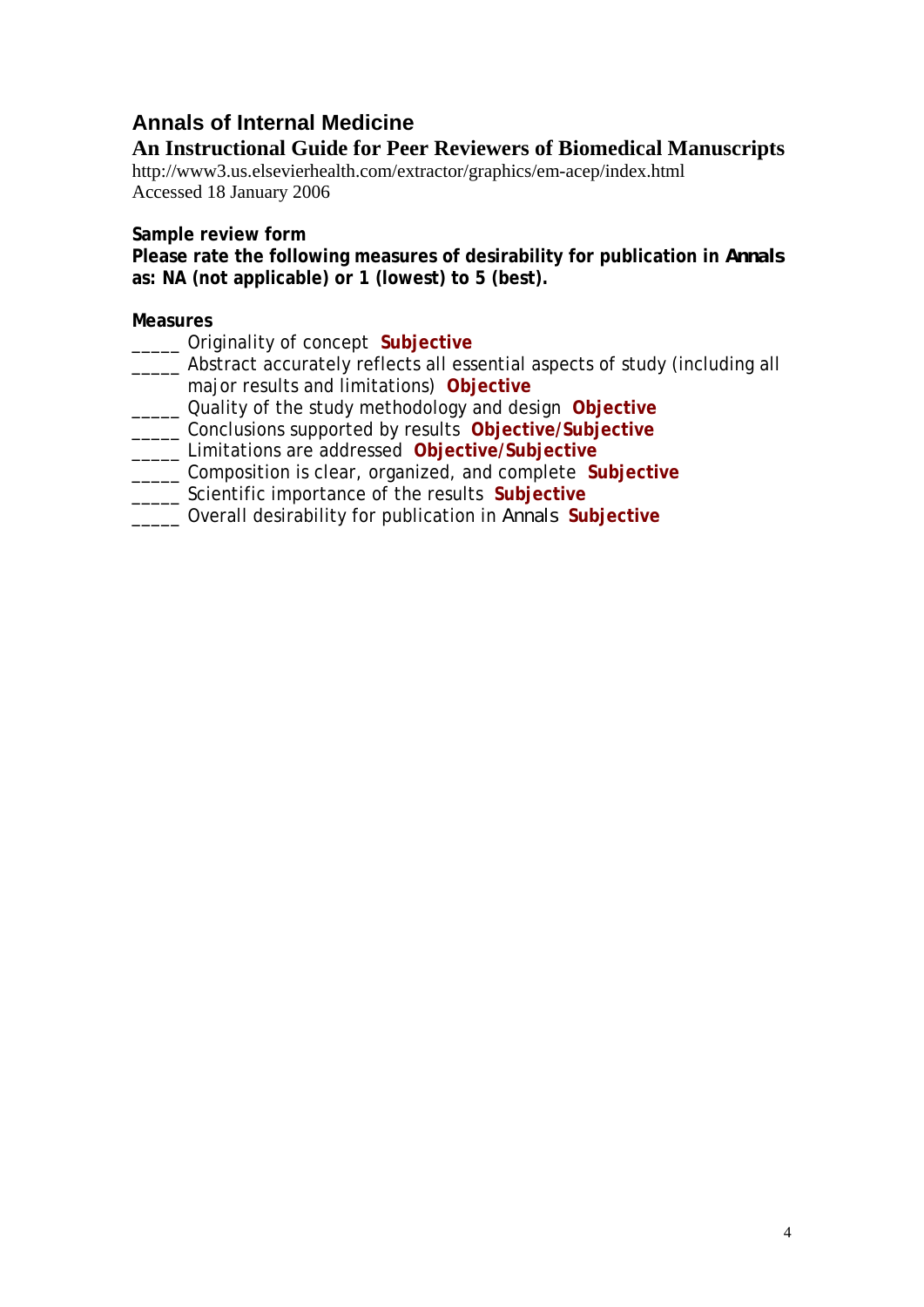## Annals of Internal Medicine

### An Instructional Guide for Peer Reviewers of Biomedical Manuscripts

http://www3.us.elsevierhealth.com/extractor/graphics/em-acep/index.html
Accessed 18 January 2006

**Sample review form**
**Please rate the following measures of desirability for publication in *Annals* as: NA (not applicable) or 1 (lowest) to 5 (best).**

**Measures**

_____ Originality of concept **Subjective**
_____ Abstract accurately reflects all essential aspects of study (including all major results and limitations) **Objective**
_____ Quality of the study methodology and design **Objective**
_____ Conclusions supported by results **Objective/Subjective**
_____ Limitations are addressed **Objective/Subjective**
_____ Composition is clear, organized, and complete **Subjective**
_____ Scientific importance of the results **Subjective**
_____ Overall desirability for publication in *Annals* **Subjective**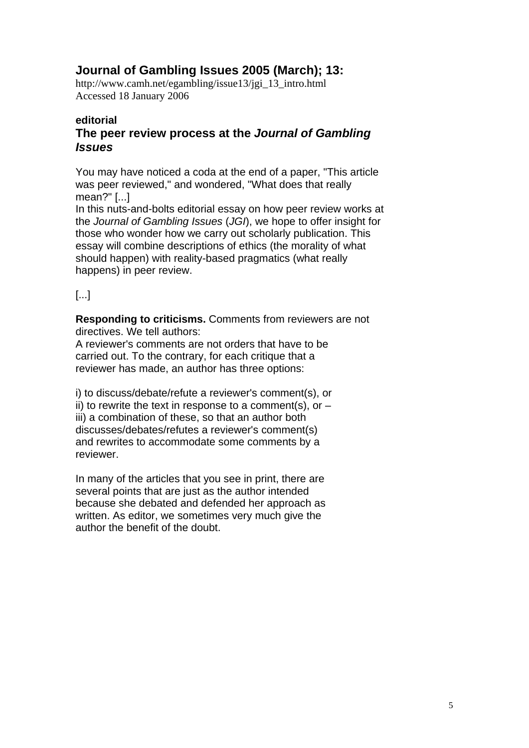## Journal of Gambling Issues 2005 (March); 13:

http://www.camh.net/egambling/issue13/jgi_13_intro.html
Accessed 18 January 2006

**editorial**

### The peer review process at the *Journal of Gambling Issues*

You may have noticed a coda at the end of a paper, "This article was peer reviewed," and wondered, "What does that really mean?" [...]

In this nuts-and-bolts editorial essay on how peer review works at the *Journal of Gambling Issues* (*JGI*), we hope to offer insight for those who wonder how we carry out scholarly publication. This essay will combine descriptions of ethics (the morality of what should happen) with reality-based pragmatics (what really happens) in peer review.

[...]

**Responding to criticisms.** Comments from reviewers are not directives. We tell authors:

A reviewer's comments are not orders that have to be carried out. To the contrary, for each critique that a reviewer has made, an author has three options:

i) to discuss/debate/refute a reviewer's comment(s), or
ii) to rewrite the text in response to a comment(s), or –
iii) a combination of these, so that an author both discusses/debates/refutes a reviewer's comment(s) and rewrites to accommodate some comments by a reviewer.

In many of the articles that you see in print, there are several points that are just as the author intended because she debated and defended her approach as written. As editor, we sometimes very much give the author the benefit of the doubt.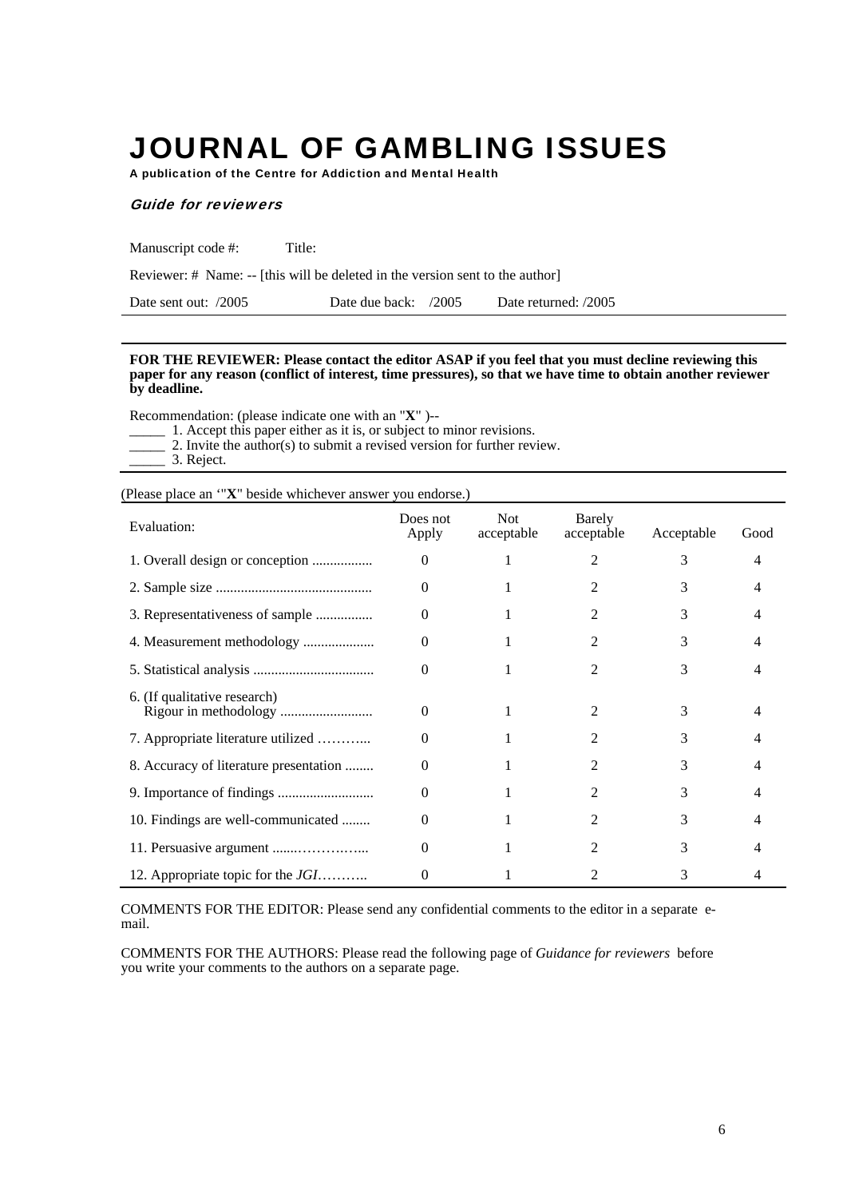# JOURNAL OF GAMBLING ISSUES

**A publication of the Centre for Addiction and Mental Health**

## *Guide for reviewers*

Manuscript code #: Title:

Reviewer: # Name: -- [this will be deleted in the version sent to the author]

Date sent out: /2005 Date due back: /2005 Date returned: /2005

**FOR THE REVIEWER: Please contact the editor ASAP if you feel that you must decline reviewing this paper for any reason (conflict of interest, time pressures), so that we have time to obtain another reviewer by deadline.**

Recommendation: (please indicate one with an "**X**" )--

_____ 1. Accept this paper either as it is, or subject to minor revisions.
_____ 2. Invite the author(s) to submit a revised version for further review.
_____ 3. Reject.

(Please place an '"**X**" beside whichever answer you endorse.)

| Evaluation: | Does not Apply | Not acceptable | Barely acceptable | Acceptable | Good |
|---|---|---|---|---|---|
| 1. Overall design or conception ................. | 0 | 1 | 2 | 3 | 4 |
| 2. Sample size ............................................ | 0 | 1 | 2 | 3 | 4 |
| 3. Representativeness of sample ................ | 0 | 1 | 2 | 3 | 4 |
| 4. Measurement methodology .................... | 0 | 1 | 2 | 3 | 4 |
| 5. Statistical analysis .................................. | 0 | 1 | 2 | 3 | 4 |
| 6. (If qualitative research) Rigour in methodology .......................... | 0 | 1 | 2 | 3 | 4 |
| 7. Appropriate literature utilized ………... | 0 | 1 | 2 | 3 | 4 |
| 8. Accuracy of literature presentation ........ | 0 | 1 | 2 | 3 | 4 |
| 9. Importance of findings ........................... | 0 | 1 | 2 | 3 | 4 |
| 10. Findings are well-communicated ........ | 0 | 1 | 2 | 3 | 4 |
| 11. Persuasive argument .......…………... | 0 | 1 | 2 | 3 | 4 |
| 12. Appropriate topic for the *JGI*……….. | 0 | 1 | 2 | 3 | 4 |

COMMENTS FOR THE EDITOR: Please send any confidential comments to the editor in a separate e-mail.

COMMENTS FOR THE AUTHORS: Please read the following page of *Guidance for reviewers* before you write your comments to the authors on a separate page.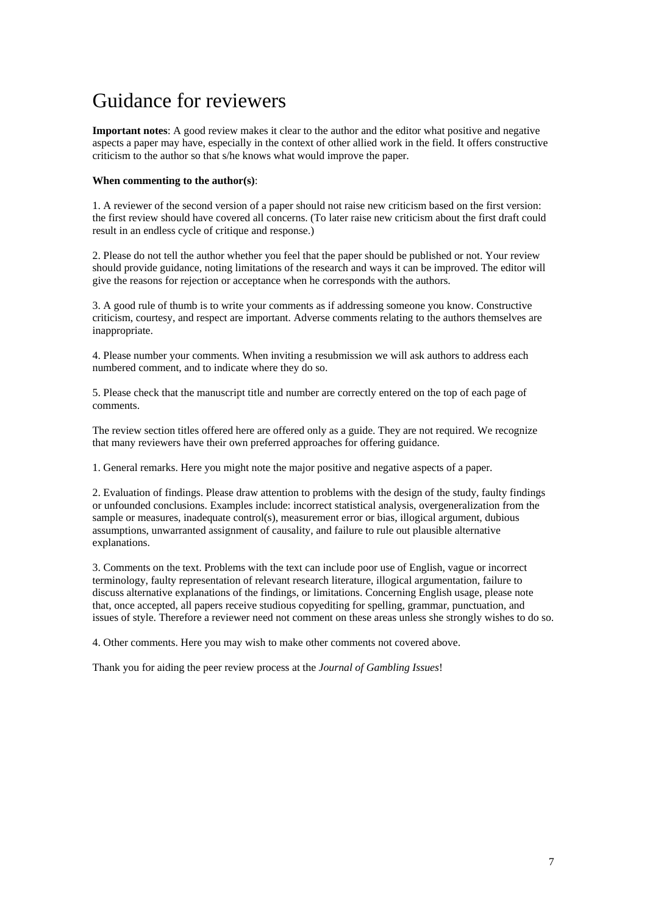# Guidance for reviewers

**Important notes**: A good review makes it clear to the author and the editor what positive and negative aspects a paper may have, especially in the context of other allied work in the field. It offers constructive criticism to the author so that s/he knows what would improve the paper.

**When commenting to the author(s)**:

1. A reviewer of the second version of a paper should not raise new criticism based on the first version: the first review should have covered all concerns. (To later raise new criticism about the first draft could result in an endless cycle of critique and response.)

2. Please do not tell the author whether you feel that the paper should be published or not. Your review should provide guidance, noting limitations of the research and ways it can be improved. The editor will give the reasons for rejection or acceptance when he corresponds with the authors.

3. A good rule of thumb is to write your comments as if addressing someone you know. Constructive criticism, courtesy, and respect are important. Adverse comments relating to the authors themselves are inappropriate.

4. Please number your comments. When inviting a resubmission we will ask authors to address each numbered comment, and to indicate where they do so.

5. Please check that the manuscript title and number are correctly entered on the top of each page of comments.

The review section titles offered here are offered only as a guide. They are not required. We recognize that many reviewers have their own preferred approaches for offering guidance.

1. General remarks. Here you might note the major positive and negative aspects of a paper.

2. Evaluation of findings. Please draw attention to problems with the design of the study, faulty findings or unfounded conclusions. Examples include: incorrect statistical analysis, overgeneralization from the sample or measures, inadequate control(s), measurement error or bias, illogical argument, dubious assumptions, unwarranted assignment of causality, and failure to rule out plausible alternative explanations.

3. Comments on the text. Problems with the text can include poor use of English, vague or incorrect terminology, faulty representation of relevant research literature, illogical argumentation, failure to discuss alternative explanations of the findings, or limitations. Concerning English usage, please note that, once accepted, all papers receive studious copyediting for spelling, grammar, punctuation, and issues of style. Therefore a reviewer need not comment on these areas unless she strongly wishes to do so.

4. Other comments. Here you may wish to make other comments not covered above.

Thank you for aiding the peer review process at the *Journal of Gambling Issues*!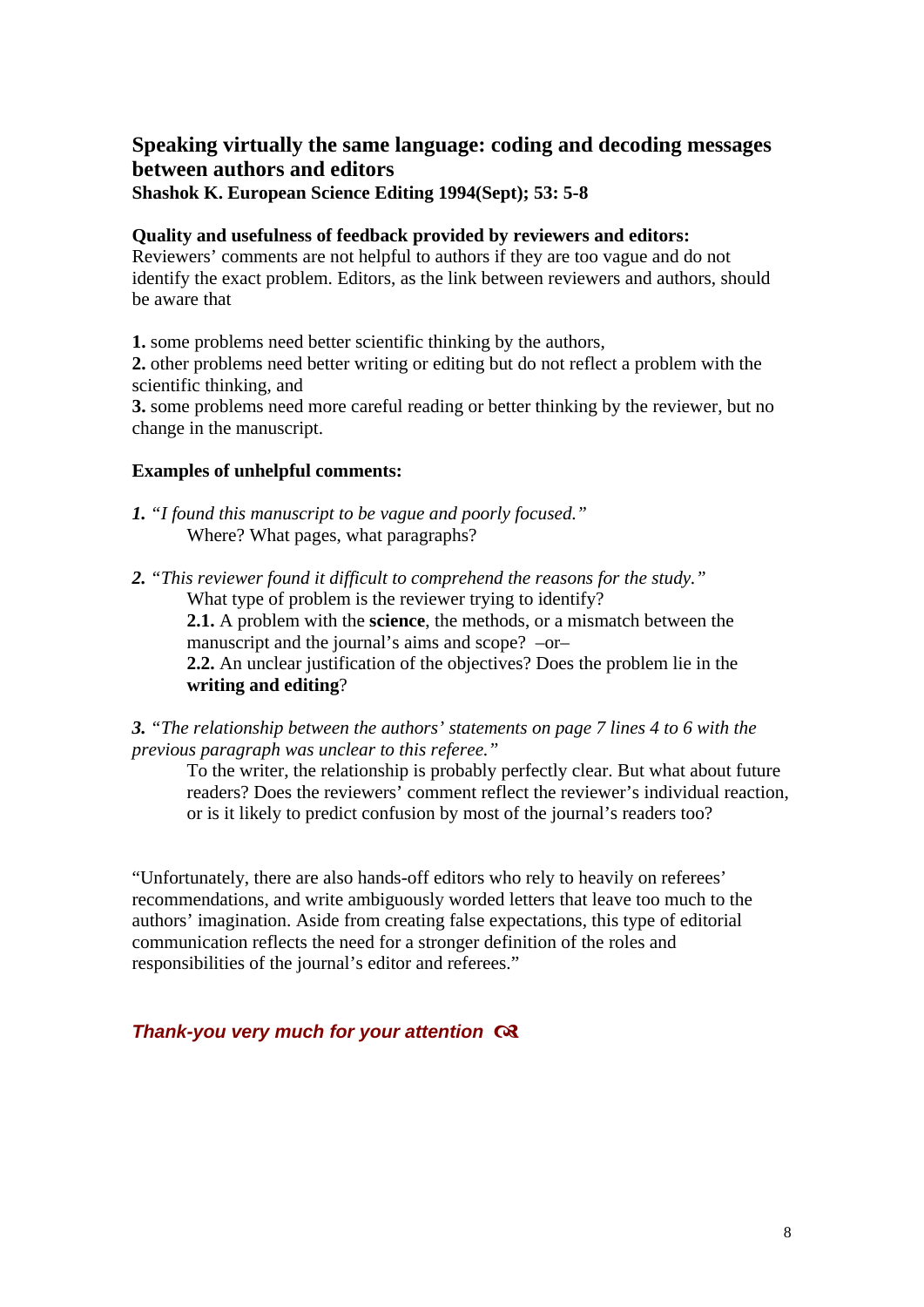## Speaking virtually the same language: coding and decoding messages between authors and editors

**Shashok K. European Science Editing 1994(Sept); 53: 5-8**

**Quality and usefulness of feedback provided by reviewers and editors:**
Reviewers' comments are not helpful to authors if they are too vague and do not identify the exact problem. Editors, as the link between reviewers and authors, should be aware that

**1.** some problems need better scientific thinking by the authors,
**2.** other problems need better writing or editing but do not reflect a problem with the scientific thinking, and
**3.** some problems need more careful reading or better thinking by the reviewer, but no change in the manuscript.

**Examples of unhelpful comments:**

***1.*** *"I found this manuscript to be vague and poorly focused."*
Where? What pages, what paragraphs?

***2.*** *"This reviewer found it difficult to comprehend the reasons for the study."*
What type of problem is the reviewer trying to identify?
**2.1.** A problem with the **science**, the methods, or a mismatch between the manuscript and the journal's aims and scope? –or–
**2.2.** An unclear justification of the objectives? Does the problem lie in the **writing and editing**?

***3.*** *"The relationship between the authors' statements on page 7 lines 4 to 6 with the previous paragraph was unclear to this referee."*
To the writer, the relationship is probably perfectly clear. But what about future readers? Does the reviewers' comment reflect the reviewer's individual reaction, or is it likely to predict confusion by most of the journal's readers too?

"Unfortunately, there are also hands-off editors who rely to heavily on referees' recommendations, and write ambiguously worded letters that leave too much to the authors' imagination. Aside from creating false expectations, this type of editorial communication reflects the need for a stronger definition of the roles and responsibilities of the journal's editor and referees."

***Thank-you very much for your attention***